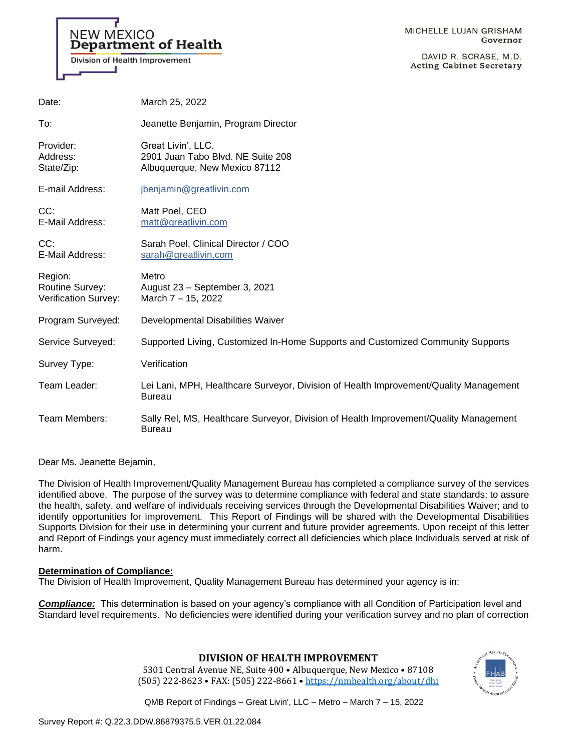NEW MEXICO
**Department of Health**
Division of Health Improvement

MICHELLE LUJAN GRISHAM
Governor

DAVID R. SCRASE, M.D.
Acting Cabinet Secretary

| | |
|---|---|
| Date: | March 25, 2022 |
| To: | Jeanette Benjamin, Program Director |
| Provider:<br>Address:<br>State/Zip: | Great Livin', LLC.<br>2901 Juan Tabo Blvd. NE Suite 208<br>Albuquerque, New Mexico 87112 |
| E-mail Address: | jbenjamin@greatlivin.com |
| CC:<br>E-Mail Address: | Matt Poel, CEO<br>matt@greatlivin.com |
| CC:<br>E-Mail Address: | Sarah Poel, Clinical Director / COO<br>sarah@greatlivin.com |
| Region:<br>Routine Survey:<br>Verification Survey: | Metro<br>August 23 – September 3, 2021<br>March 7 – 15, 2022 |
| Program Surveyed: | Developmental Disabilities Waiver |
| Service Surveyed: | Supported Living, Customized In-Home Supports and Customized Community Supports |
| Survey Type: | Verification |
| Team Leader: | Lei Lani, MPH, Healthcare Surveyor, Division of Health Improvement/Quality Management Bureau |
| Team Members: | Sally Rel, MS, Healthcare Surveyor, Division of Health Improvement/Quality Management Bureau |

Dear Ms. Jeanette Bejamin,

The Division of Health Improvement/Quality Management Bureau has completed a compliance survey of the services identified above. The purpose of the survey was to determine compliance with federal and state standards; to assure the health, safety, and welfare of individuals receiving services through the Developmental Disabilities Waiver; and to identify opportunities for improvement. This Report of Findings will be shared with the Developmental Disabilities Supports Division for their use in determining your current and future provider agreements. Upon receipt of this letter and Report of Findings your agency must immediately correct all deficiencies which place Individuals served at risk of harm.

**Determination of Compliance:**

The Division of Health Improvement, Quality Management Bureau has determined your agency is in:

***Compliance:*** This determination is based on your agency's compliance with all Condition of Participation level and Standard level requirements. No deficiencies were identified during your verification survey and no plan of correction

**DIVISION OF HEALTH IMPROVEMENT**
5301 Central Avenue NE, Suite 400 • Albuquerque, New Mexico • 87108
(505) 222-8623 • FAX: (505) 222-8661 • https://nmhealth.org/about/dhi

QMB Report of Findings – Great Livin', LLC – Metro – March 7 – 15, 2022

Survey Report #: Q.22.3.DDW.86879375.5.VER.01.22.084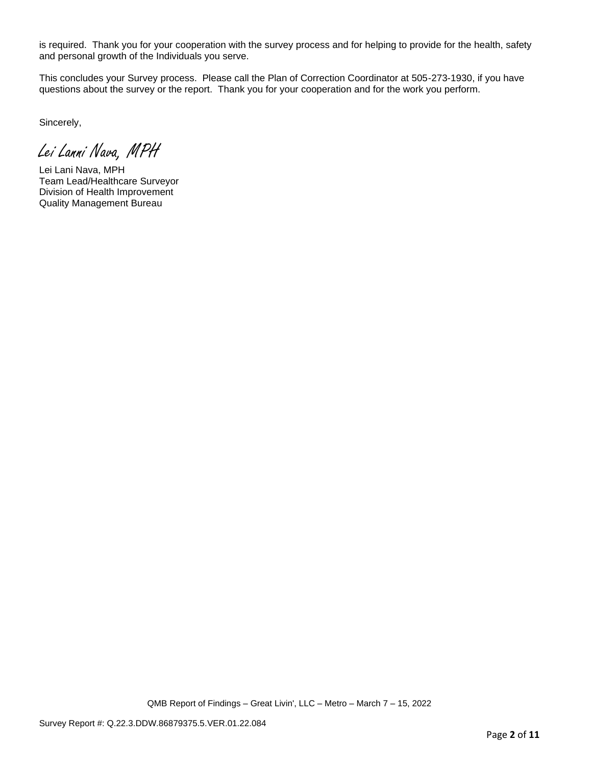is required. Thank you for your cooperation with the survey process and for helping to provide for the health, safety and personal growth of the Individuals you serve.

This concludes your Survey process. Please call the Plan of Correction Coordinator at 505-273-1930, if you have questions about the survey or the report. Thank you for your cooperation and for the work you perform.

Sincerely,

*Lei Lanni Nava, MPH*

Lei Lani Nava, MPH
Team Lead/Healthcare Surveyor
Division of Health Improvement
Quality Management Bureau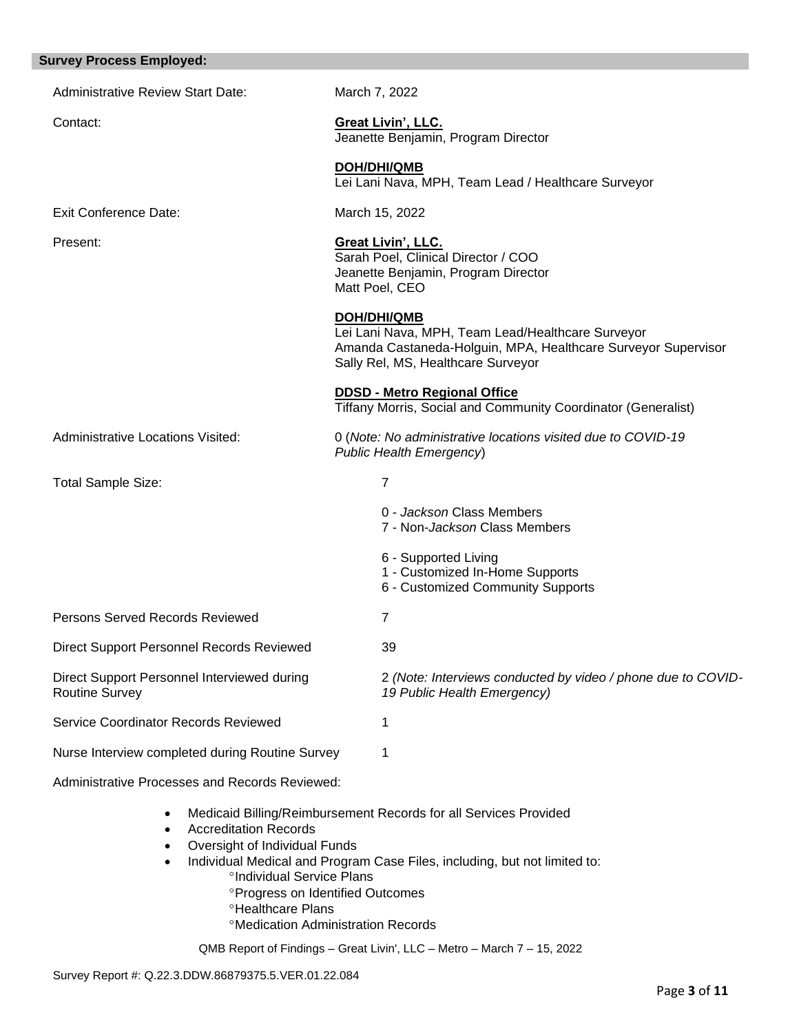## Survey Process Employed:

| | |
|---|---|
| Administrative Review Start Date: | March 7, 2022 |
| Contact: | **Great Livin', LLC.**<br>Jeanette Benjamin, Program Director<br><br>**DOH/DHI/QMB**<br>Lei Lani Nava, MPH, Team Lead / Healthcare Surveyor |
| Exit Conference Date: | March 15, 2022 |
| Present: | **Great Livin', LLC.**<br>Sarah Poel, Clinical Director / COO<br>Jeanette Benjamin, Program Director<br>Matt Poel, CEO<br><br>**DOH/DHI/QMB**<br>Lei Lani Nava, MPH, Team Lead/Healthcare Surveyor<br>Amanda Castaneda-Holguin, MPA, Healthcare Surveyor Supervisor<br>Sally Rel, MS, Healthcare Surveyor<br><br>**DDSD - Metro Regional Office**<br>Tiffany Morris, Social and Community Coordinator (Generalist) |
| Administrative Locations Visited: | 0 (*Note: No administrative locations visited due to COVID-19 Public Health Emergency*) |
| Total Sample Size: | 7<br><br>0 - *Jackson* Class Members<br>7 - Non-*Jackson* Class Members<br><br>6 - Supported Living<br>1 - Customized In-Home Supports<br>6 - Customized Community Supports |
| Persons Served Records Reviewed | 7 |
| Direct Support Personnel Records Reviewed | 39 |
| Direct Support Personnel Interviewed during Routine Survey | 2 *(Note: Interviews conducted by video / phone due to COVID-19 Public Health Emergency)* |
| Service Coordinator Records Reviewed | 1 |
| Nurse Interview completed during Routine Survey | 1 |

Administrative Processes and Records Reviewed:

- Medicaid Billing/Reimbursement Records for all Services Provided
- Accreditation Records
- Oversight of Individual Funds
- Individual Medical and Program Case Files, including, but not limited to:
  - °Individual Service Plans
  - °Progress on Identified Outcomes
  - °Healthcare Plans
  - °Medication Administration Records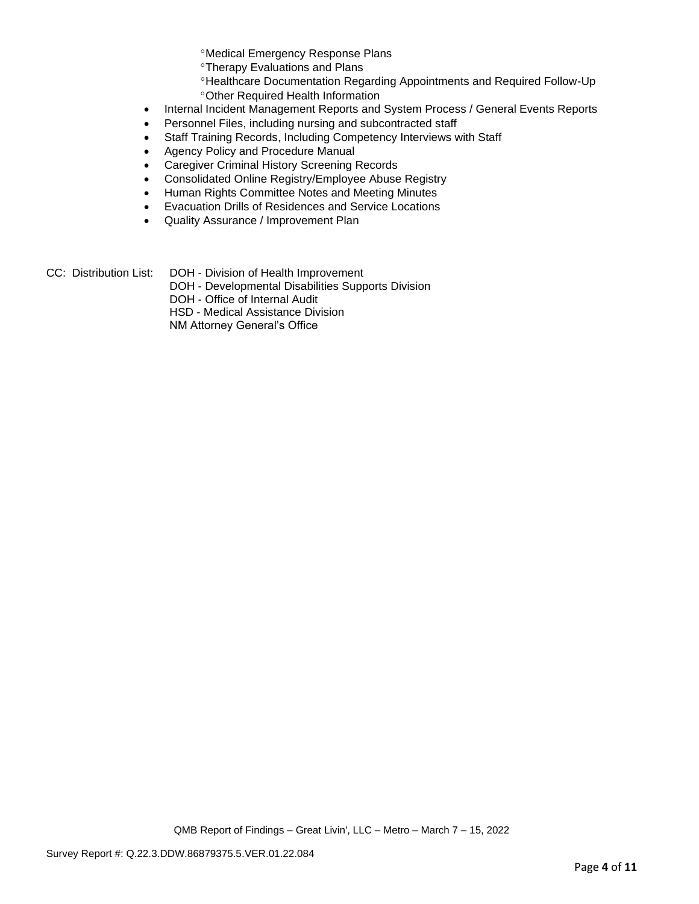- °Medical Emergency Response Plans
    - °Therapy Evaluations and Plans
    - °Healthcare Documentation Regarding Appointments and Required Follow-Up
    - °Other Required Health Information
- Internal Incident Management Reports and System Process / General Events Reports
- Personnel Files, including nursing and subcontracted staff
- Staff Training Records, Including Competency Interviews with Staff
- Agency Policy and Procedure Manual
- Caregiver Criminal History Screening Records
- Consolidated Online Registry/Employee Abuse Registry
- Human Rights Committee Notes and Meeting Minutes
- Evacuation Drills of Residences and Service Locations
- Quality Assurance / Improvement Plan

CC: Distribution List: DOH - Division of Health Improvement
DOH - Developmental Disabilities Supports Division
DOH - Office of Internal Audit
HSD - Medical Assistance Division
NM Attorney General's Office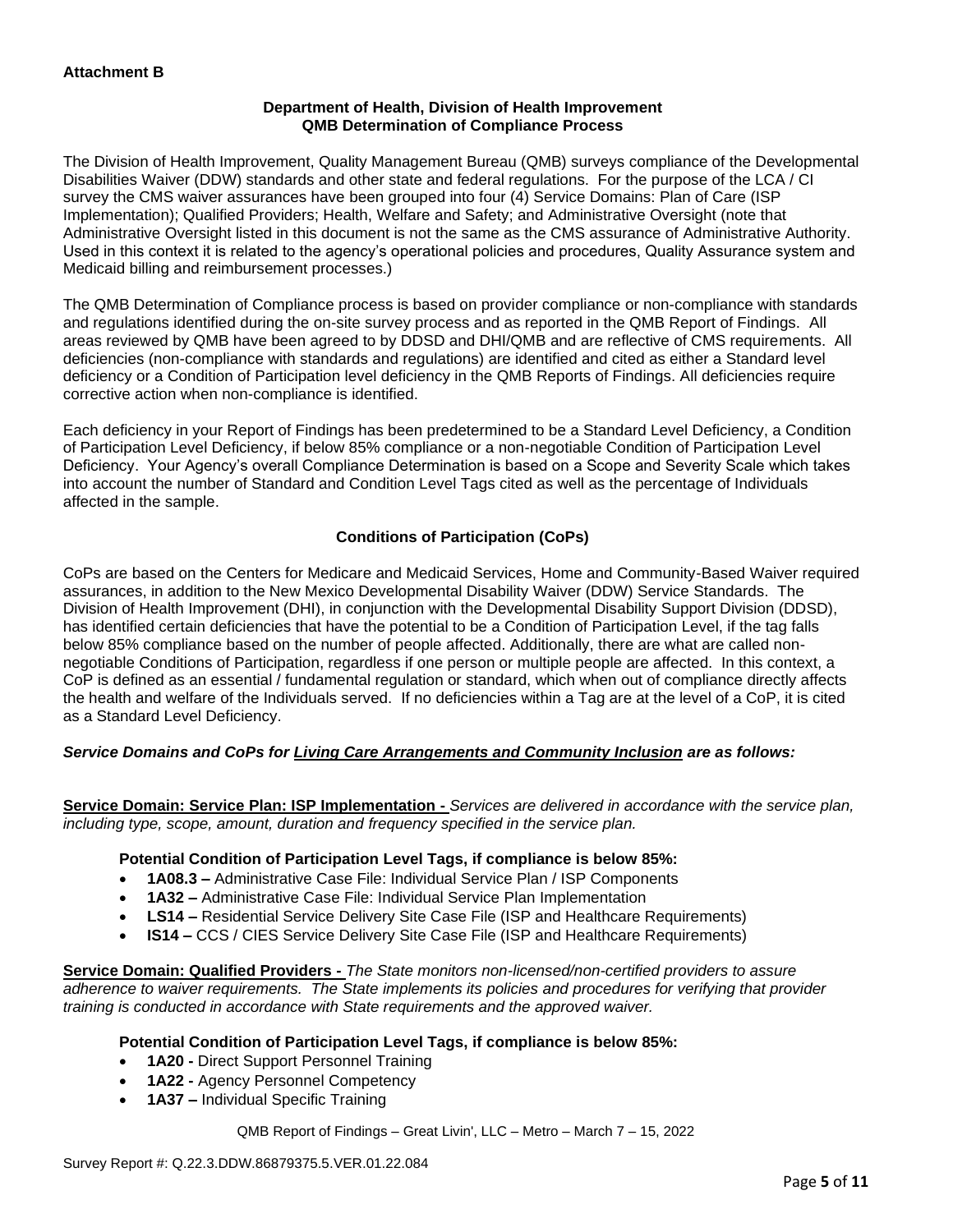**Attachment B**

**Department of Health, Division of Health Improvement**
**QMB Determination of Compliance Process**

The Division of Health Improvement, Quality Management Bureau (QMB) surveys compliance of the Developmental Disabilities Waiver (DDW) standards and other state and federal regulations. For the purpose of the LCA / CI survey the CMS waiver assurances have been grouped into four (4) Service Domains: Plan of Care (ISP Implementation); Qualified Providers; Health, Welfare and Safety; and Administrative Oversight (note that Administrative Oversight listed in this document is not the same as the CMS assurance of Administrative Authority. Used in this context it is related to the agency's operational policies and procedures, Quality Assurance system and Medicaid billing and reimbursement processes.)

The QMB Determination of Compliance process is based on provider compliance or non-compliance with standards and regulations identified during the on-site survey process and as reported in the QMB Report of Findings. All areas reviewed by QMB have been agreed to by DDSD and DHI/QMB and are reflective of CMS requirements. All deficiencies (non-compliance with standards and regulations) are identified and cited as either a Standard level deficiency or a Condition of Participation level deficiency in the QMB Reports of Findings. All deficiencies require corrective action when non-compliance is identified.

Each deficiency in your Report of Findings has been predetermined to be a Standard Level Deficiency, a Condition of Participation Level Deficiency, if below 85% compliance or a non-negotiable Condition of Participation Level Deficiency. Your Agency's overall Compliance Determination is based on a Scope and Severity Scale which takes into account the number of Standard and Condition Level Tags cited as well as the percentage of Individuals affected in the sample.

**Conditions of Participation (CoPs)**

CoPs are based on the Centers for Medicare and Medicaid Services, Home and Community-Based Waiver required assurances, in addition to the New Mexico Developmental Disability Waiver (DDW) Service Standards. The Division of Health Improvement (DHI), in conjunction with the Developmental Disability Support Division (DDSD), has identified certain deficiencies that have the potential to be a Condition of Participation Level, if the tag falls below 85% compliance based on the number of people affected. Additionally, there are what are called non-negotiable Conditions of Participation, regardless if one person or multiple people are affected. In this context, a CoP is defined as an essential / fundamental regulation or standard, which when out of compliance directly affects the health and welfare of the Individuals served. If no deficiencies within a Tag are at the level of a CoP, it is cited as a Standard Level Deficiency.

***Service Domains and CoPs for Living Care Arrangements and Community Inclusion are as follows:***

**Service Domain: Service Plan: ISP Implementation -** *Services are delivered in accordance with the service plan, including type, scope, amount, duration and frequency specified in the service plan.*

**Potential Condition of Participation Level Tags, if compliance is below 85%:**

- **1A08.3 –** Administrative Case File: Individual Service Plan / ISP Components
- **1A32 –** Administrative Case File: Individual Service Plan Implementation
- **LS14 –** Residential Service Delivery Site Case File (ISP and Healthcare Requirements)
- **IS14 –** CCS / CIES Service Delivery Site Case File (ISP and Healthcare Requirements)

**Service Domain: Qualified Providers -** *The State monitors non-licensed/non-certified providers to assure adherence to waiver requirements. The State implements its policies and procedures for verifying that provider training is conducted in accordance with State requirements and the approved waiver.*

**Potential Condition of Participation Level Tags, if compliance is below 85%:**

- **1A20 -** Direct Support Personnel Training
- **1A22 -** Agency Personnel Competency
- **1A37 –** Individual Specific Training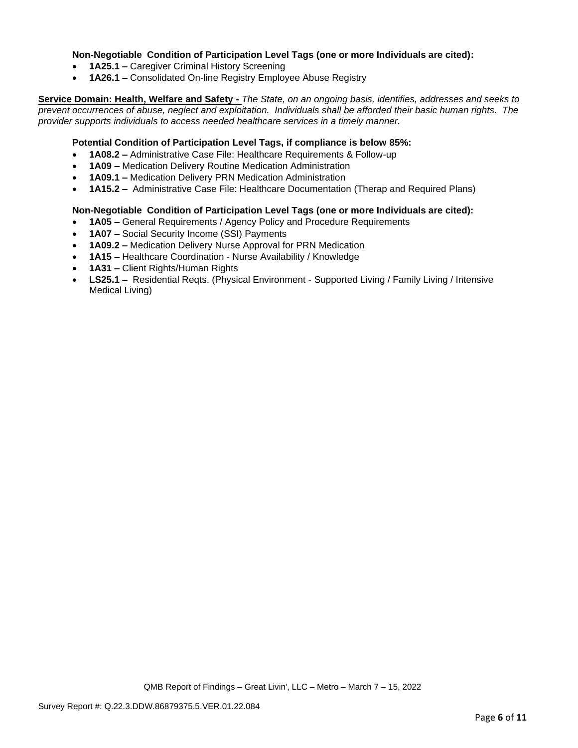**Non-Negotiable Condition of Participation Level Tags (one or more Individuals are cited):**

- **1A25.1 –** Caregiver Criminal History Screening
- **1A26.1 –** Consolidated On-line Registry Employee Abuse Registry

**Service Domain: Health, Welfare and Safety -** *The State, on an ongoing basis, identifies, addresses and seeks to prevent occurrences of abuse, neglect and exploitation. Individuals shall be afforded their basic human rights. The provider supports individuals to access needed healthcare services in a timely manner.*

**Potential Condition of Participation Level Tags, if compliance is below 85%:**

- **1A08.2 –** Administrative Case File: Healthcare Requirements & Follow-up
- **1A09 –** Medication Delivery Routine Medication Administration
- **1A09.1 –** Medication Delivery PRN Medication Administration
- **1A15.2 –** Administrative Case File: Healthcare Documentation (Therap and Required Plans)

**Non-Negotiable Condition of Participation Level Tags (one or more Individuals are cited):**

- **1A05 –** General Requirements / Agency Policy and Procedure Requirements
- **1A07 –** Social Security Income (SSI) Payments
- **1A09.2 –** Medication Delivery Nurse Approval for PRN Medication
- **1A15 –** Healthcare Coordination - Nurse Availability / Knowledge
- **1A31 –** Client Rights/Human Rights
- **LS25.1 –** Residential Reqts. (Physical Environment - Supported Living / Family Living / Intensive Medical Living)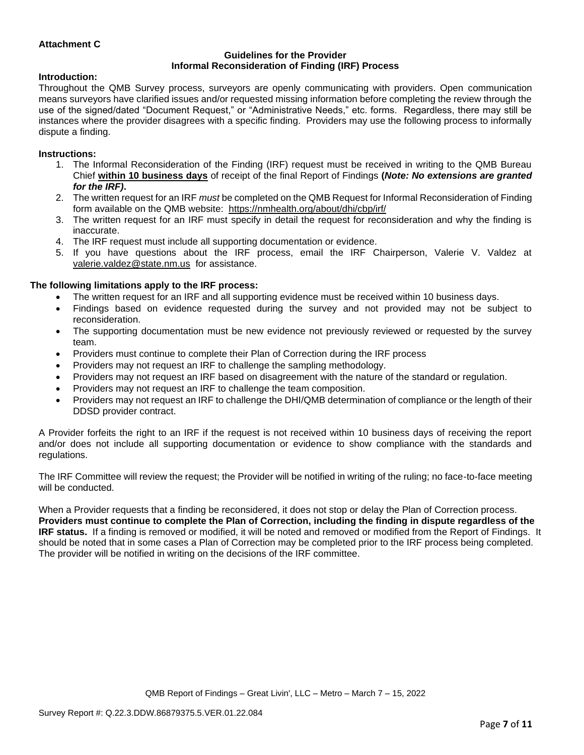**Attachment C**

### Guidelines for the Provider
### Informal Reconsideration of Finding (IRF) Process

**Introduction:**

Throughout the QMB Survey process, surveyors are openly communicating with providers. Open communication means surveyors have clarified issues and/or requested missing information before completing the review through the use of the signed/dated "Document Request," or "Administrative Needs," etc. forms. Regardless, there may still be instances where the provider disagrees with a specific finding. Providers may use the following process to informally dispute a finding.

**Instructions:**

1. The Informal Reconsideration of the Finding (IRF) request must be received in writing to the QMB Bureau Chief **within 10 business days** of receipt of the final Report of Findings **(*Note: No extensions are granted for the IRF)*.**
2. The written request for an IRF *must* be completed on the QMB Request for Informal Reconsideration of Finding form available on the QMB website: https://nmhealth.org/about/dhi/cbp/irf/
3. The written request for an IRF must specify in detail the request for reconsideration and why the finding is inaccurate.
4. The IRF request must include all supporting documentation or evidence.
5. If you have questions about the IRF process, email the IRF Chairperson, Valerie V. Valdez at valerie.valdez@state.nm.us for assistance.

**The following limitations apply to the IRF process:**

- The written request for an IRF and all supporting evidence must be received within 10 business days.
- Findings based on evidence requested during the survey and not provided may not be subject to reconsideration.
- The supporting documentation must be new evidence not previously reviewed or requested by the survey team.
- Providers must continue to complete their Plan of Correction during the IRF process
- Providers may not request an IRF to challenge the sampling methodology.
- Providers may not request an IRF based on disagreement with the nature of the standard or regulation.
- Providers may not request an IRF to challenge the team composition.
- Providers may not request an IRF to challenge the DHI/QMB determination of compliance or the length of their DDSD provider contract.

A Provider forfeits the right to an IRF if the request is not received within 10 business days of receiving the report and/or does not include all supporting documentation or evidence to show compliance with the standards and regulations.

The IRF Committee will review the request; the Provider will be notified in writing of the ruling; no face-to-face meeting will be conducted.

When a Provider requests that a finding be reconsidered, it does not stop or delay the Plan of Correction process. **Providers must continue to complete the Plan of Correction, including the finding in dispute regardless of the IRF status.** If a finding is removed or modified, it will be noted and removed or modified from the Report of Findings. It should be noted that in some cases a Plan of Correction may be completed prior to the IRF process being completed. The provider will be notified in writing on the decisions of the IRF committee.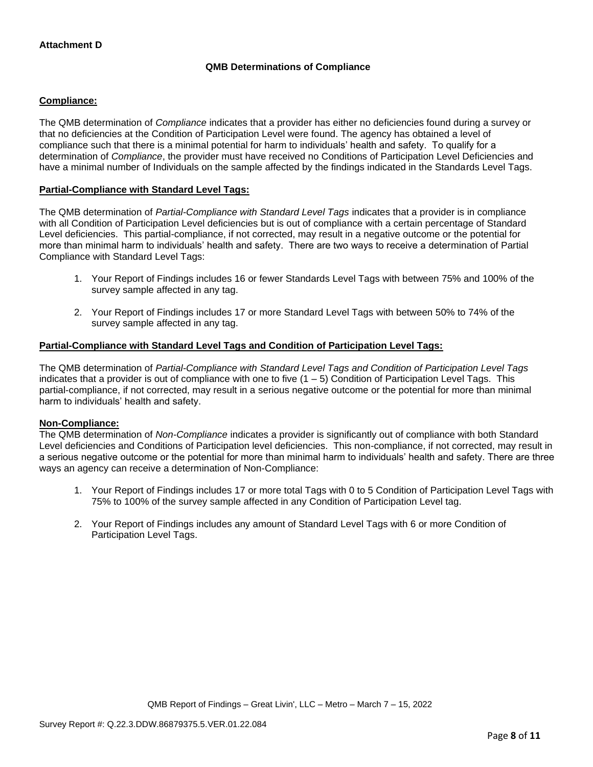**Attachment D**

## QMB Determinations of Compliance

**Compliance:**

The QMB determination of *Compliance* indicates that a provider has either no deficiencies found during a survey or that no deficiencies at the Condition of Participation Level were found. The agency has obtained a level of compliance such that there is a minimal potential for harm to individuals' health and safety. To qualify for a determination of *Compliance*, the provider must have received no Conditions of Participation Level Deficiencies and have a minimal number of Individuals on the sample affected by the findings indicated in the Standards Level Tags.

**Partial-Compliance with Standard Level Tags:**

The QMB determination of *Partial-Compliance with Standard Level Tags* indicates that a provider is in compliance with all Condition of Participation Level deficiencies but is out of compliance with a certain percentage of Standard Level deficiencies. This partial-compliance, if not corrected, may result in a negative outcome or the potential for more than minimal harm to individuals' health and safety. There are two ways to receive a determination of Partial Compliance with Standard Level Tags:

1. Your Report of Findings includes 16 or fewer Standards Level Tags with between 75% and 100% of the survey sample affected in any tag.
2. Your Report of Findings includes 17 or more Standard Level Tags with between 50% to 74% of the survey sample affected in any tag.

**Partial-Compliance with Standard Level Tags and Condition of Participation Level Tags:**

The QMB determination of *Partial-Compliance with Standard Level Tags and Condition of Participation Level Tags* indicates that a provider is out of compliance with one to five (1 – 5) Condition of Participation Level Tags. This partial-compliance, if not corrected, may result in a serious negative outcome or the potential for more than minimal harm to individuals' health and safety.

**Non-Compliance:**

The QMB determination of *Non-Compliance* indicates a provider is significantly out of compliance with both Standard Level deficiencies and Conditions of Participation level deficiencies. This non-compliance, if not corrected, may result in a serious negative outcome or the potential for more than minimal harm to individuals' health and safety. There are three ways an agency can receive a determination of Non-Compliance:

1. Your Report of Findings includes 17 or more total Tags with 0 to 5 Condition of Participation Level Tags with 75% to 100% of the survey sample affected in any Condition of Participation Level tag.
2. Your Report of Findings includes any amount of Standard Level Tags with 6 or more Condition of Participation Level Tags.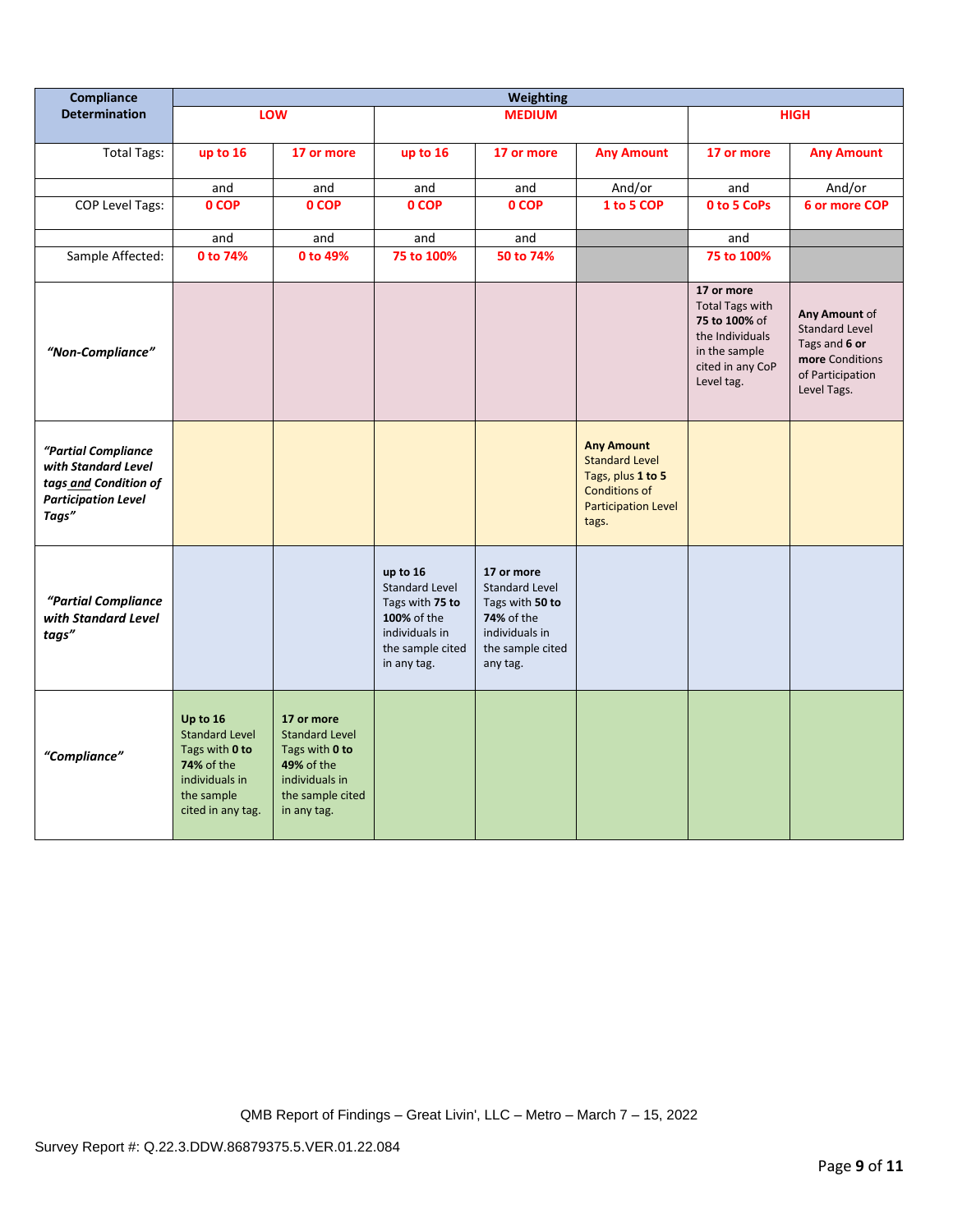| Compliance Determination | Weighting | | | | | | |
|---|---|---|---|---|---|---|---|
| | LOW | | MEDIUM | | | HIGH | |
| Total Tags: | up to 16 | 17 or more | up to 16 | 17 or more | Any Amount | 17 or more | Any Amount |
| | and | and | and | and | And/or | and | And/or |
| COP Level Tags: | 0 COP | 0 COP | 0 COP | 0 COP | 1 to 5 COP | 0 to 5 CoPs | 6 or more COP |
| | and | and | and | and | | and | |
| Sample Affected: | 0 to 74% | 0 to 49% | 75 to 100% | 50 to 74% | | 75 to 100% | |
| *"Non-Compliance"* | | | | | | **17 or more** Total Tags with **75 to 100%** of the Individuals in the sample cited in any CoP Level tag. | **Any Amount** of Standard Level Tags and **6 or more** Conditions of Participation Level Tags. |
| *"Partial Compliance with Standard Level tags and Condition of Participation Level Tags"* | | | | | **Any Amount** Standard Level Tags, plus **1 to 5** Conditions of Participation Level tags. | | |
| *"Partial Compliance with Standard Level tags"* | | | **up to 16** Standard Level Tags with **75 to 100%** of the individuals in the sample cited in any tag. | **17 or more** Standard Level Tags with **50 to 74%** of the individuals in the sample cited any tag. | | | |
| *"Compliance"* | **Up to 16** Standard Level Tags with **0 to 74%** of the individuals in the sample cited in any tag. | **17 or more** Standard Level Tags with **0 to 49%** of the individuals in the sample cited in any tag. | | | | | |

QMB Report of Findings – Great Livin', LLC – Metro – March 7 – 15, 2022

Survey Report #: Q.22.3.DDW.86879375.5.VER.01.22.084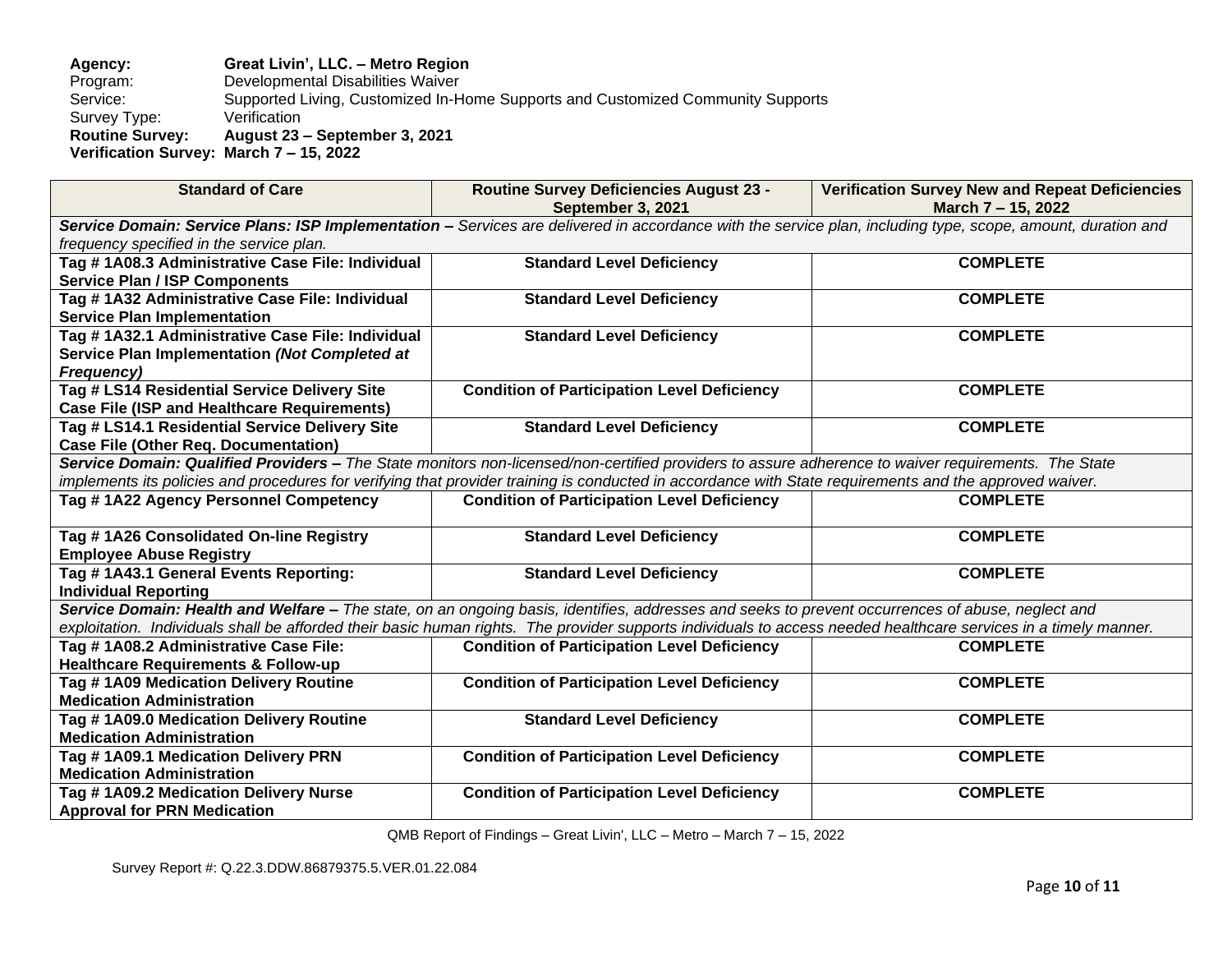**Agency:** **Great Livin', LLC. – Metro Region**
Program: Developmental Disabilities Waiver
Service: Supported Living, Customized In-Home Supports and Customized Community Supports
Survey Type: Verification
**Routine Survey:** **August 23 – September 3, 2021**
**Verification Survey: March 7 – 15, 2022**

| Standard of Care | Routine Survey Deficiencies August 23 - September 3, 2021 | Verification Survey New and Repeat Deficiencies March 7 – 15, 2022 |
|---|---|---|
| ***Service Domain: Service Plans: ISP Implementation –*** *Services are delivered in accordance with the service plan, including type, scope, amount, duration and frequency specified in the service plan.* | | |
| **Tag # 1A08.3 Administrative Case File: Individual Service Plan / ISP Components** | **Standard Level Deficiency** | **COMPLETE** |
| **Tag # 1A32 Administrative Case File: Individual Service Plan Implementation** | **Standard Level Deficiency** | **COMPLETE** |
| **Tag # 1A32.1 Administrative Case File: Individual Service Plan Implementation *(Not Completed at Frequency)*** | **Standard Level Deficiency** | **COMPLETE** |
| **Tag # LS14 Residential Service Delivery Site Case File (ISP and Healthcare Requirements)** | **Condition of Participation Level Deficiency** | **COMPLETE** |
| **Tag # LS14.1 Residential Service Delivery Site Case File (Other Req. Documentation)** | **Standard Level Deficiency** | **COMPLETE** |
| ***Service Domain: Qualified Providers –*** *The State monitors non-licensed/non-certified providers to assure adherence to waiver requirements. The State implements its policies and procedures for verifying that provider training is conducted in accordance with State requirements and the approved waiver.* | | |
| **Tag # 1A22 Agency Personnel Competency** | **Condition of Participation Level Deficiency** | **COMPLETE** |
| **Tag # 1A26 Consolidated On-line Registry Employee Abuse Registry** | **Standard Level Deficiency** | **COMPLETE** |
| **Tag # 1A43.1 General Events Reporting: Individual Reporting** | **Standard Level Deficiency** | **COMPLETE** |
| ***Service Domain: Health and Welfare –*** *The state, on an ongoing basis, identifies, addresses and seeks to prevent occurrences of abuse, neglect and exploitation. Individuals shall be afforded their basic human rights. The provider supports individuals to access needed healthcare services in a timely manner.* | | |
| **Tag # 1A08.2 Administrative Case File: Healthcare Requirements & Follow-up** | **Condition of Participation Level Deficiency** | **COMPLETE** |
| **Tag # 1A09 Medication Delivery Routine Medication Administration** | **Condition of Participation Level Deficiency** | **COMPLETE** |
| **Tag # 1A09.0 Medication Delivery Routine Medication Administration** | **Standard Level Deficiency** | **COMPLETE** |
| **Tag # 1A09.1 Medication Delivery PRN Medication Administration** | **Condition of Participation Level Deficiency** | **COMPLETE** |
| **Tag # 1A09.2 Medication Delivery Nurse Approval for PRN Medication** | **Condition of Participation Level Deficiency** | **COMPLETE** |

QMB Report of Findings – Great Livin', LLC – Metro – March 7 – 15, 2022

Survey Report #: Q.22.3.DDW.86879375.5.VER.01.22.084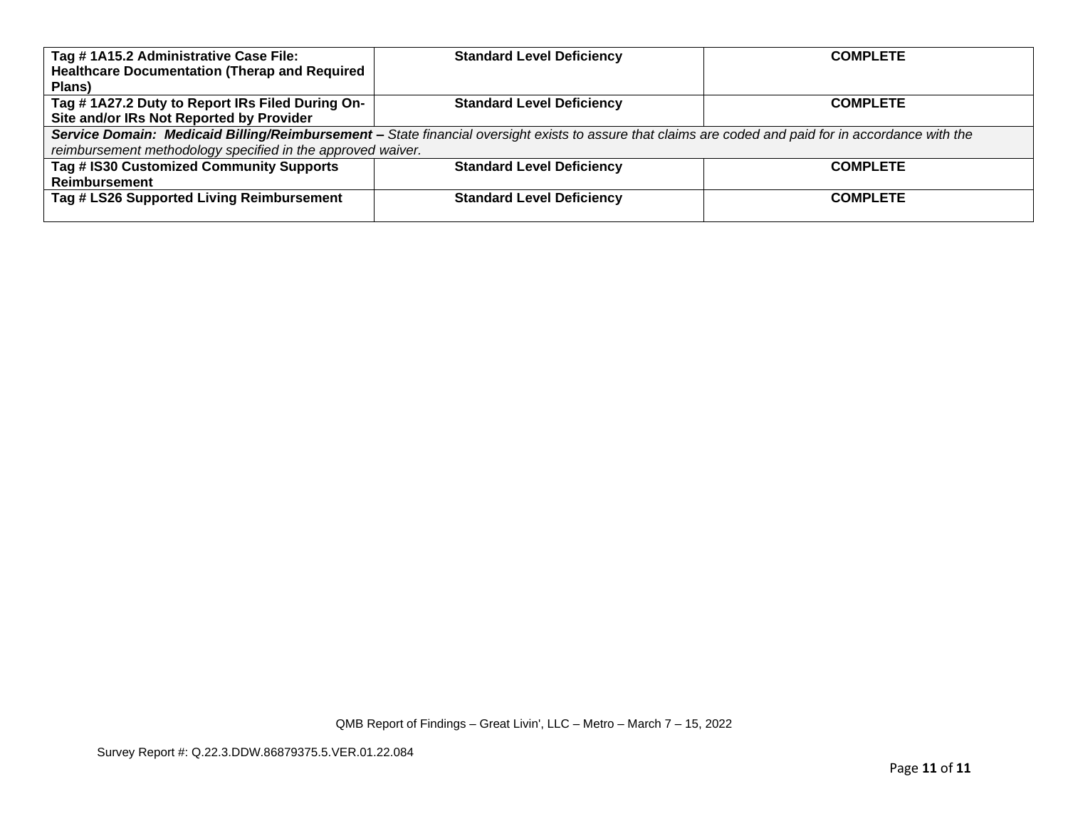| | | |
|---|---|---|
| **Tag # 1A15.2 Administrative Case File: Healthcare Documentation (Therap and Required Plans)** | **Standard Level Deficiency** | **COMPLETE** |
| **Tag # 1A27.2 Duty to Report IRs Filed During On-Site and/or IRs Not Reported by Provider** | **Standard Level Deficiency** | **COMPLETE** |
| ***Service Domain: Medicaid Billing/Reimbursement –*** *State financial oversight exists to assure that claims are coded and paid for in accordance with the reimbursement methodology specified in the approved waiver.* | | |
| **Tag # IS30 Customized Community Supports Reimbursement** | **Standard Level Deficiency** | **COMPLETE** |
| **Tag # LS26 Supported Living Reimbursement** | **Standard Level Deficiency** | **COMPLETE** |